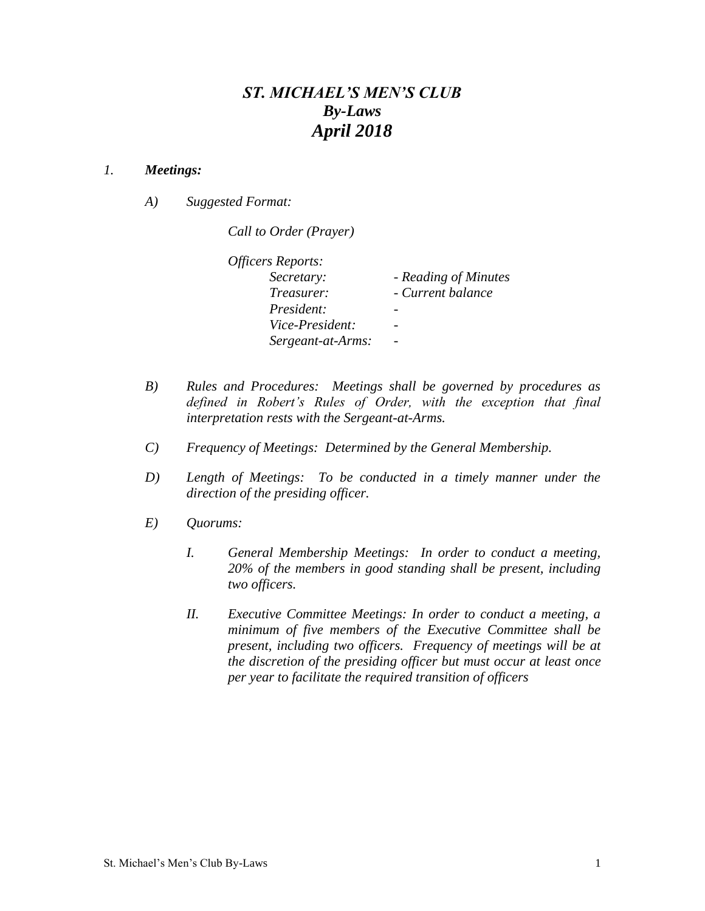# *ST. MICHAEL'S MEN'S CLUB*
## *By-Laws*
## *April 2018*

*1.* ***Meetings:***

*A)* *Suggested Format:*

*Call to Order (Prayer)*

*Officers Reports:*

| | |
|---|---|
| *Secretary:* | *- Reading of Minutes* |
| *Treasurer:* | *- Current balance* |
| *President:* | *-* |
| *Vice-President:* | *-* |
| *Sergeant-at-Arms:* | *-* |

*B)* *Rules and Procedures: Meetings shall be governed by procedures as defined in Robert's Rules of Order, with the exception that final interpretation rests with the Sergeant-at-Arms.*

*C)* *Frequency of Meetings: Determined by the General Membership.*

*D)* *Length of Meetings: To be conducted in a timely manner under the direction of the presiding officer.*

*E)* *Quorums:*

*I.* *General Membership Meetings: In order to conduct a meeting, 20% of the members in good standing shall be present, including two officers.*

*II.* *Executive Committee Meetings: In order to conduct a meeting, a minimum of five members of the Executive Committee shall be present, including two officers. Frequency of meetings will be at the discretion of the presiding officer but must occur at least once per year to facilitate the required transition of officers*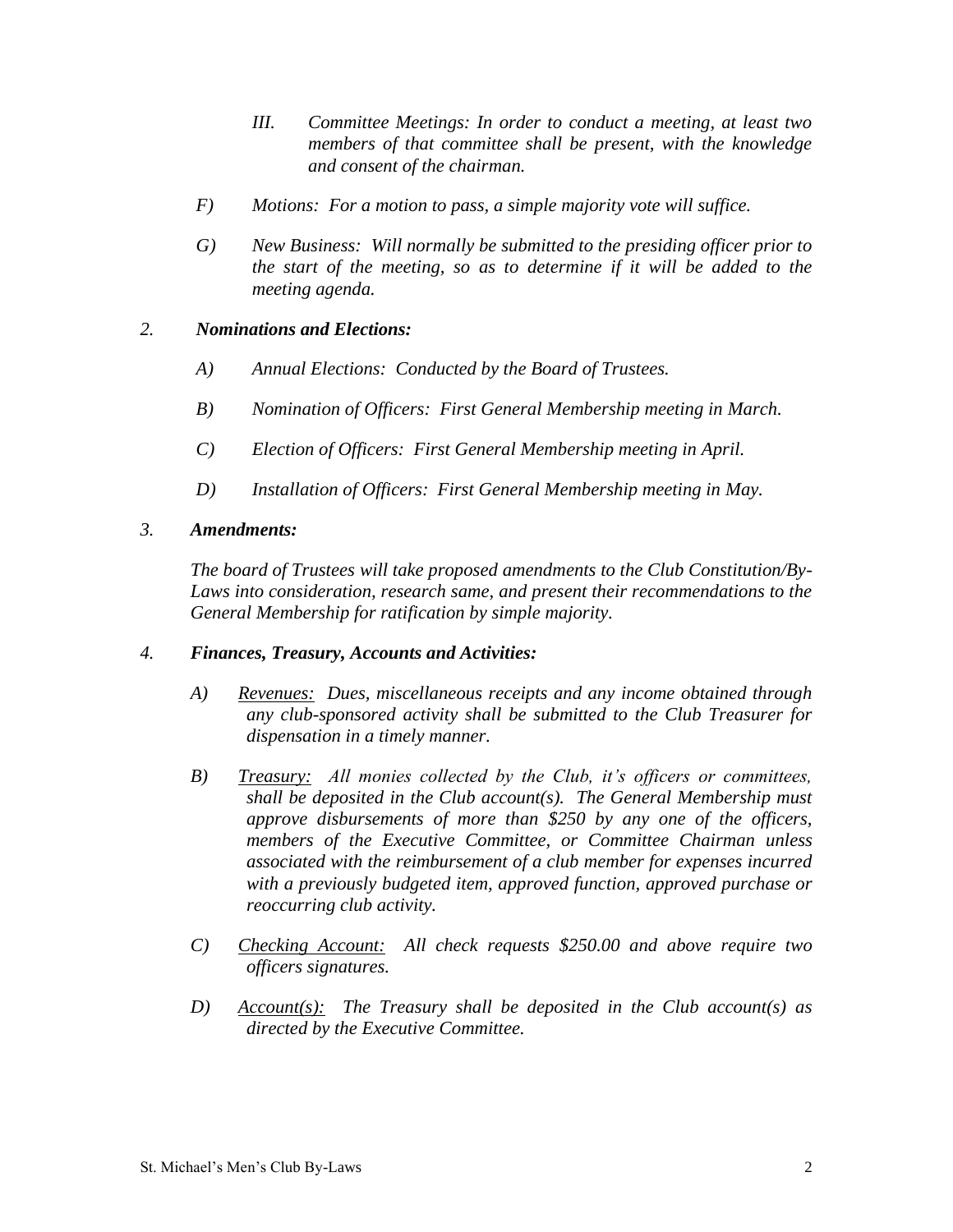III. *Committee Meetings: In order to conduct a meeting, at least two members of that committee shall be present, with the knowledge and consent of the chairman.*

F) *Motions: For a motion to pass, a simple majority vote will suffice.*

G) *New Business: Will normally be submitted to the presiding officer prior to the start of the meeting, so as to determine if it will be added to the meeting agenda.*

2. ***Nominations and Elections:***

A) *Annual Elections: Conducted by the Board of Trustees.*

B) *Nomination of Officers: First General Membership meeting in March.*

C) *Election of Officers: First General Membership meeting in April.*

D) *Installation of Officers: First General Membership meeting in May.*

3. ***Amendments:***

*The board of Trustees will take proposed amendments to the Club Constitution/By-Laws into consideration, research same, and present their recommendations to the General Membership for ratification by simple majority.*

4. ***Finances, Treasury, Accounts and Activities:***

A) *Revenues: Dues, miscellaneous receipts and any income obtained through any club-sponsored activity shall be submitted to the Club Treasurer for dispensation in a timely manner.*

B) *Treasury: All monies collected by the Club, it's officers or committees, shall be deposited in the Club account(s). The General Membership must approve disbursements of more than $250 by any one of the officers, members of the Executive Committee, or Committee Chairman unless associated with the reimbursement of a club member for expenses incurred with a previously budgeted item, approved function, approved purchase or reoccurring club activity.*

C) *Checking Account: All check requests $250.00 and above require two officers signatures.*

D) *Account(s): The Treasury shall be deposited in the Club account(s) as directed by the Executive Committee.*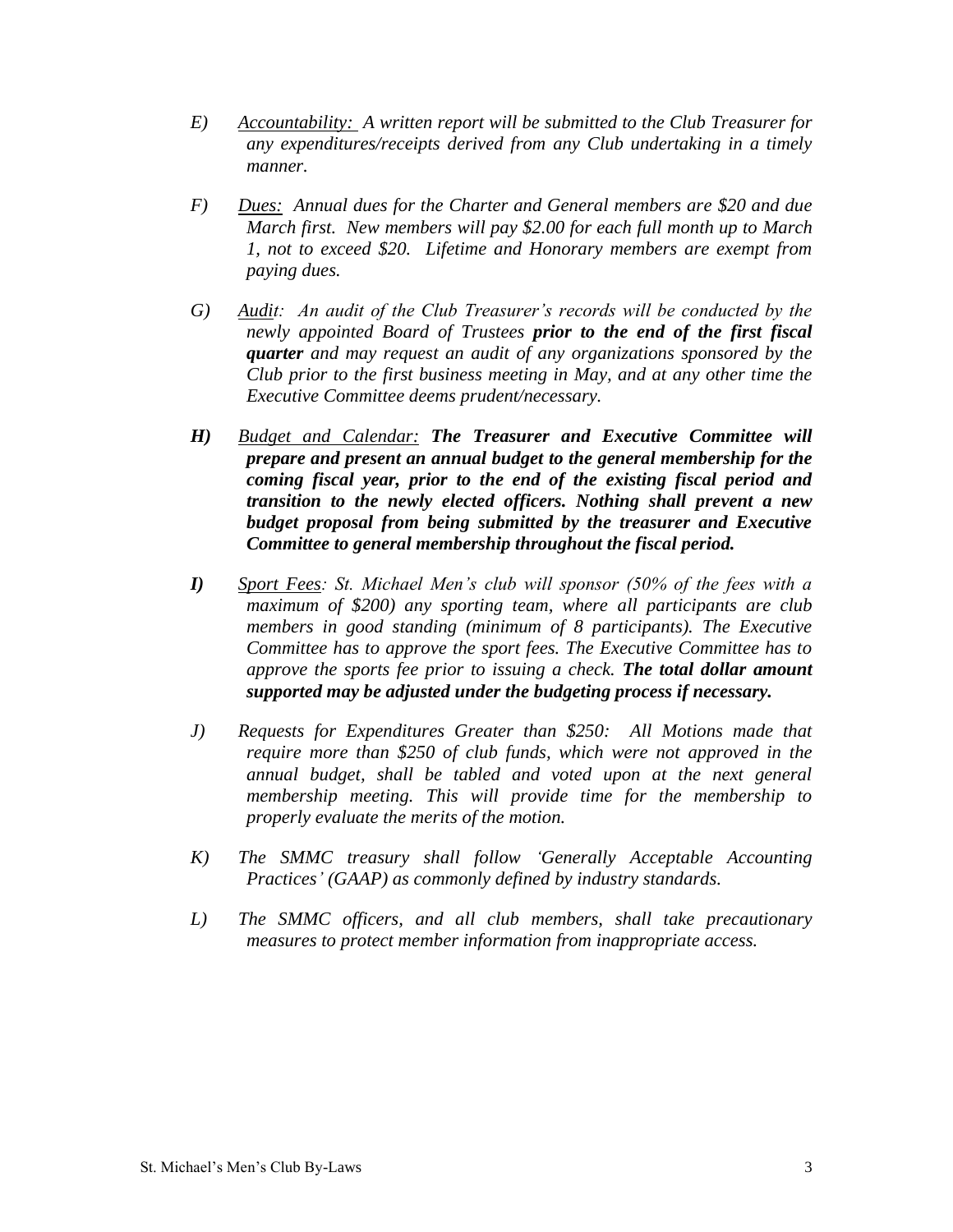*E)* *<u>Accountability:</u> A written report will be submitted to the Club Treasurer for any expenditures/receipts derived from any Club undertaking in a timely manner.*

*F)* *<u>Dues:</u> Annual dues for the Charter and General members are $20 and due March first. New members will pay $2.00 for each full month up to March 1, not to exceed $20. Lifetime and Honorary members are exempt from paying dues.*

*G)* *<u>Audit</u>: An audit of the Club Treasurer's records will be conducted by the newly appointed Board of Trustees **prior to the end of the first fiscal quarter** and may request an audit of any organizations sponsored by the Club prior to the first business meeting in May, and at any other time the Executive Committee deems prudent/necessary.*

***H)*** *<u>Budget and Calendar:</u>* ***The Treasurer and Executive Committee will prepare and present an annual budget to the general membership for the coming fiscal year, prior to the end of the existing fiscal period and transition to the newly elected officers. Nothing shall prevent a new budget proposal from being submitted by the treasurer and Executive Committee to general membership throughout the fiscal period.***

***I)*** *<u>Sport Fees</u>: St. Michael Men's club will sponsor (50% of the fees with a maximum of $200) any sporting team, where all participants are club members in good standing (minimum of 8 participants). The Executive Committee has to approve the sport fees. The Executive Committee has to approve the sports fee prior to issuing a check. **The total dollar amount supported may be adjusted under the budgeting process if necessary.***

*J)* *Requests for Expenditures Greater than $250: All Motions made that require more than $250 of club funds, which were not approved in the annual budget, shall be tabled and voted upon at the next general membership meeting. This will provide time for the membership to properly evaluate the merits of the motion.*

*K)* *The SMMC treasury shall follow 'Generally Acceptable Accounting Practices' (GAAP) as commonly defined by industry standards.*

*L)* *The SMMC officers, and all club members, shall take precautionary measures to protect member information from inappropriate access.*